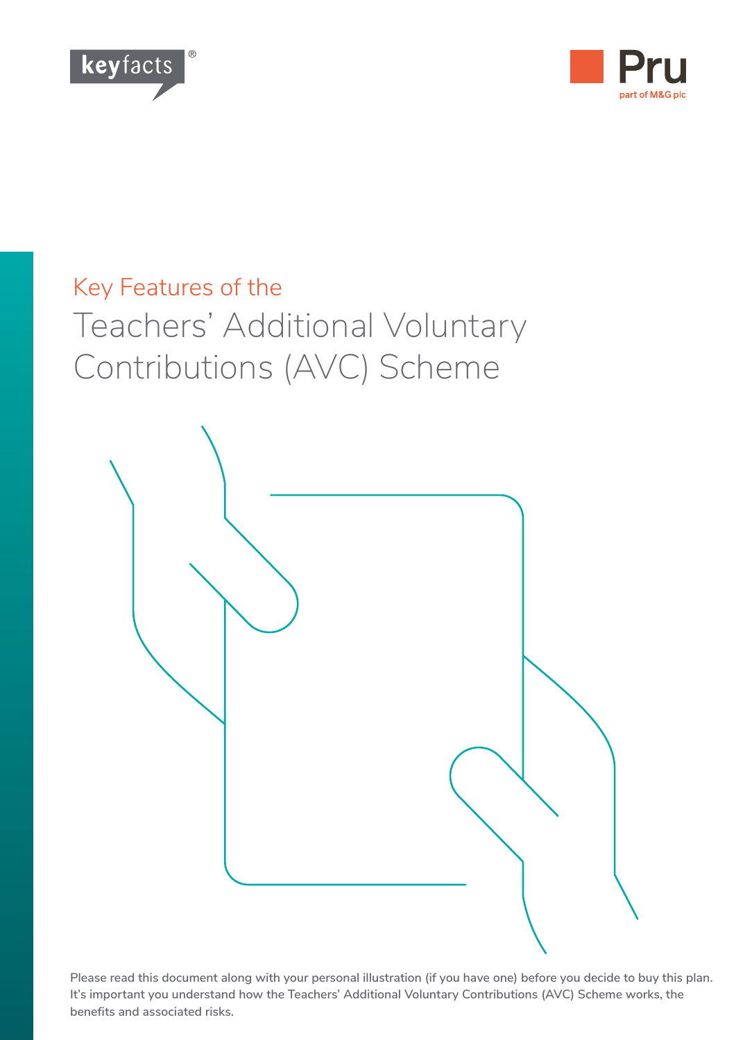keyfacts®

Pru
part of M&G plc

# Key Features of the Teachers' Additional Voluntary Contributions (AVC) Scheme

Please read this document along with your personal illustration (if you have one) before you decide to buy this plan. It's important you understand how the Teachers' Additional Voluntary Contributions (AVC) Scheme works, the benefits and associated risks.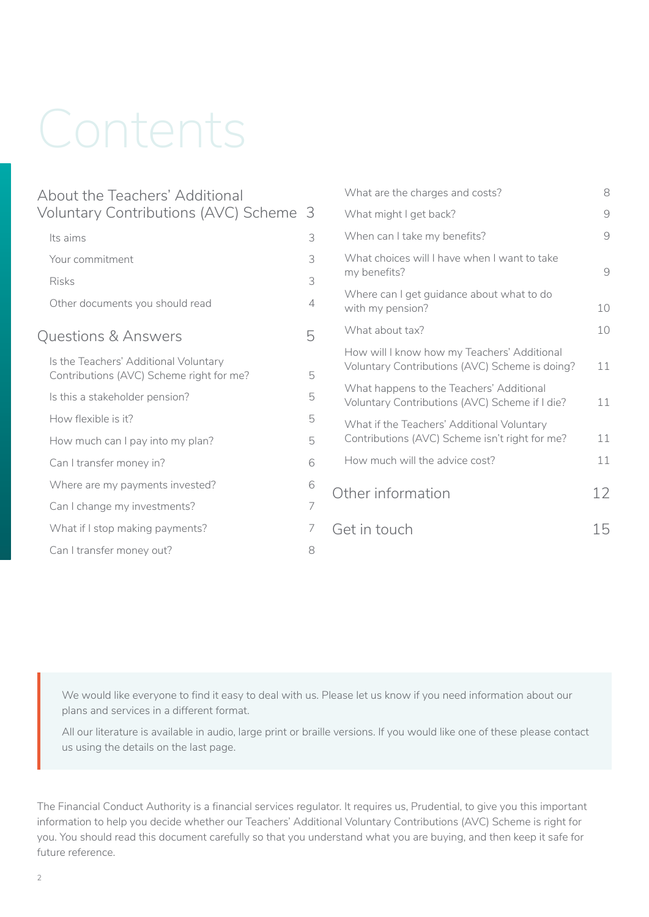# Contents

| | |
|---|---|
| **About the Teachers' Additional Voluntary Contributions (AVC) Scheme** | **3** |
| Its aims | 3 |
| Your commitment | 3 |
| Risks | 3 |
| Other documents you should read | 4 |
| **Questions & Answers** | **5** |
| Is the Teachers' Additional Voluntary Contributions (AVC) Scheme right for me? | 5 |
| Is this a stakeholder pension? | 5 |
| How flexible is it? | 5 |
| How much can I pay into my plan? | 5 |
| Can I transfer money in? | 6 |
| Where are my payments invested? | 6 |
| Can I change my investments? | 7 |
| What if I stop making payments? | 7 |
| Can I transfer money out? | 8 |
| What are the charges and costs? | 8 |
| What might I get back? | 9 |
| When can I take my benefits? | 9 |
| What choices will I have when I want to take my benefits? | 9 |
| Where can I get guidance about what to do with my pension? | 10 |
| What about tax? | 10 |
| How will I know how my Teachers' Additional Voluntary Contributions (AVC) Scheme is doing? | 11 |
| What happens to the Teachers' Additional Voluntary Contributions (AVC) Scheme if I die? | 11 |
| What if the Teachers' Additional Voluntary Contributions (AVC) Scheme isn't right for me? | 11 |
| How much will the advice cost? | 11 |
| **Other information** | **12** |
| **Get in touch** | **15** |

We would like everyone to find it easy to deal with us. Please let us know if you need information about our plans and services in a different format.

All our literature is available in audio, large print or braille versions. If you would like one of these please contact us using the details on the last page.

The Financial Conduct Authority is a financial services regulator. It requires us, Prudential, to give you this important information to help you decide whether our Teachers' Additional Voluntary Contributions (AVC) Scheme is right for you. You should read this document carefully so that you understand what you are buying, and then keep it safe for future reference.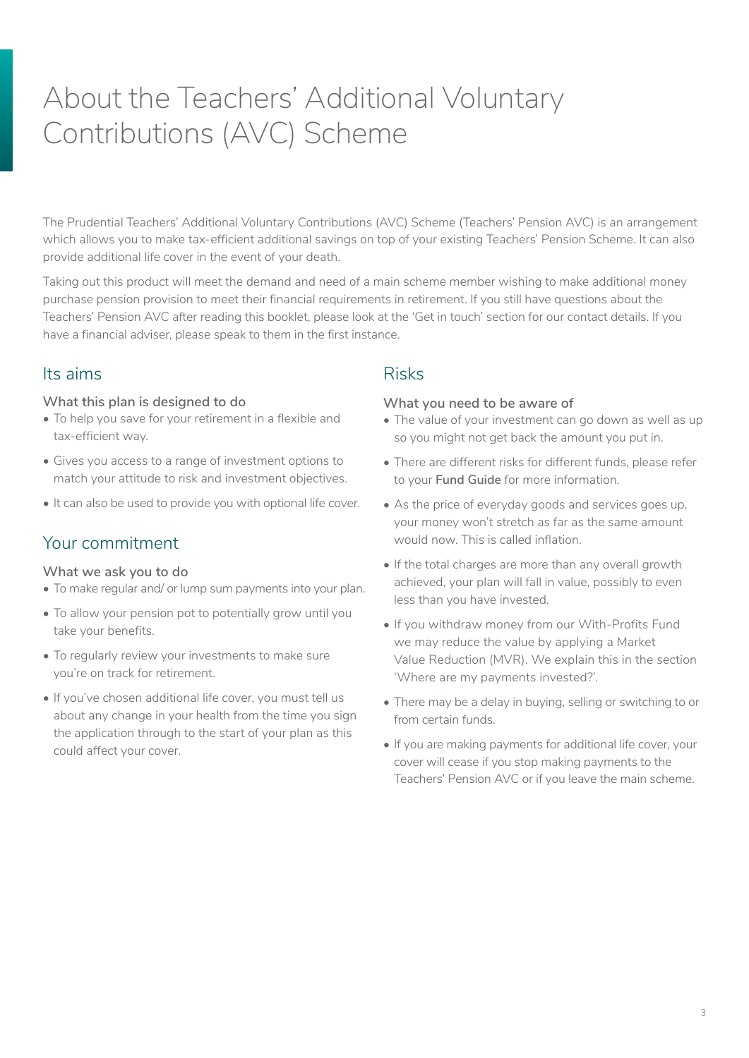# About the Teachers' Additional Voluntary Contributions (AVC) Scheme

The Prudential Teachers' Additional Voluntary Contributions (AVC) Scheme (Teachers' Pension AVC) is an arrangement which allows you to make tax-efficient additional savings on top of your existing Teachers' Pension Scheme. It can also provide additional life cover in the event of your death.

Taking out this product will meet the demand and need of a main scheme member wishing to make additional money purchase pension provision to meet their financial requirements in retirement. If you still have questions about the Teachers' Pension AVC after reading this booklet, please look at the 'Get in touch' section for our contact details. If you have a financial adviser, please speak to them in the first instance.

## Its aims

**What this plan is designed to do**

- To help you save for your retirement in a flexible and tax-efficient way.
- Gives you access to a range of investment options to match your attitude to risk and investment objectives.
- It can also be used to provide you with optional life cover.

## Your commitment

**What we ask you to do**

- To make regular and/ or lump sum payments into your plan.
- To allow your pension pot to potentially grow until you take your benefits.
- To regularly review your investments to make sure you're on track for retirement.
- If you've chosen additional life cover, you must tell us about any change in your health from the time you sign the application through to the start of your plan as this could affect your cover.

## Risks

**What you need to be aware of**

- The value of your investment can go down as well as up so you might not get back the amount you put in.
- There are different risks for different funds, please refer to your **Fund Guide** for more information.
- As the price of everyday goods and services goes up, your money won't stretch as far as the same amount would now. This is called inflation.
- If the total charges are more than any overall growth achieved, your plan will fall in value, possibly to even less than you have invested.
- If you withdraw money from our With-Profits Fund we may reduce the value by applying a Market Value Reduction (MVR). We explain this in the section 'Where are my payments invested?'.
- There may be a delay in buying, selling or switching to or from certain funds.
- If you are making payments for additional life cover, your cover will cease if you stop making payments to the Teachers' Pension AVC or if you leave the main scheme.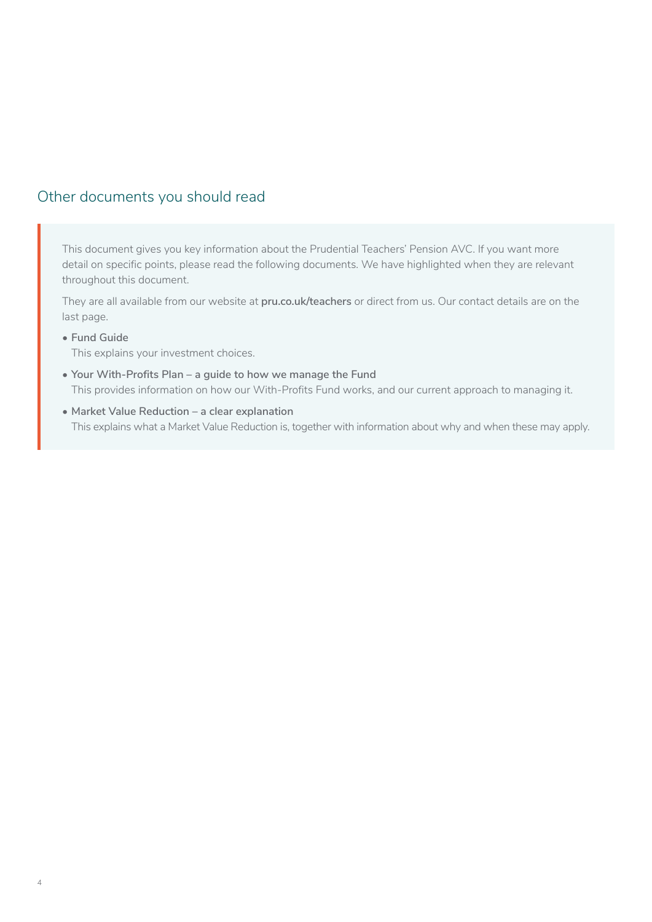## Other documents you should read

This document gives you key information about the Prudential Teachers' Pension AVC. If you want more detail on specific points, please read the following documents. We have highlighted when they are relevant throughout this document.

They are all available from our website at **pru.co.uk/teachers** or direct from us. Our contact details are on the last page.

- **Fund Guide**
  This explains your investment choices.
- **Your With-Profits Plan – a guide to how we manage the Fund**
  This provides information on how our With-Profits Fund works, and our current approach to managing it.
- **Market Value Reduction – a clear explanation**
  This explains what a Market Value Reduction is, together with information about why and when these may apply.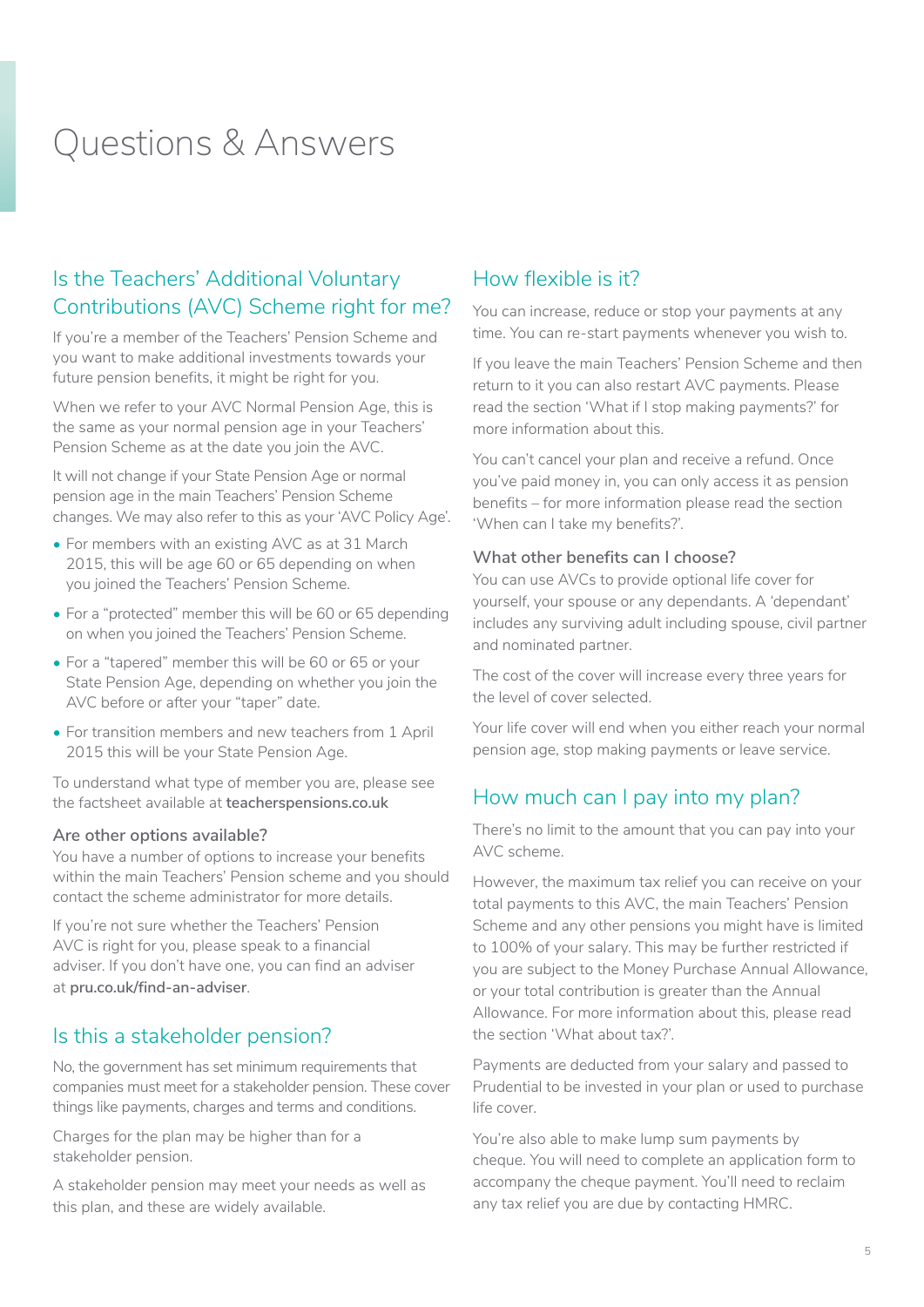# Questions & Answers

## Is the Teachers' Additional Voluntary Contributions (AVC) Scheme right for me?

If you're a member of the Teachers' Pension Scheme and you want to make additional investments towards your future pension benefits, it might be right for you.

When we refer to your AVC Normal Pension Age, this is the same as your normal pension age in your Teachers' Pension Scheme as at the date you join the AVC.

It will not change if your State Pension Age or normal pension age in the main Teachers' Pension Scheme changes. We may also refer to this as your 'AVC Policy Age'.

- For members with an existing AVC as at 31 March 2015, this will be age 60 or 65 depending on when you joined the Teachers' Pension Scheme.
- For a "protected" member this will be 60 or 65 depending on when you joined the Teachers' Pension Scheme.
- For a "tapered" member this will be 60 or 65 or your State Pension Age, depending on whether you join the AVC before or after your "taper" date.
- For transition members and new teachers from 1 April 2015 this will be your State Pension Age.

To understand what type of member you are, please see the factsheet available at **teacherspensions.co.uk**

### Are other options available?

You have a number of options to increase your benefits within the main Teachers' Pension scheme and you should contact the scheme administrator for more details.

If you're not sure whether the Teachers' Pension AVC is right for you, please speak to a financial adviser. If you don't have one, you can find an adviser at **pru.co.uk/find-an-adviser**.

## Is this a stakeholder pension?

No, the government has set minimum requirements that companies must meet for a stakeholder pension. These cover things like payments, charges and terms and conditions.

Charges for the plan may be higher than for a stakeholder pension.

A stakeholder pension may meet your needs as well as this plan, and these are widely available.

## How flexible is it?

You can increase, reduce or stop your payments at any time. You can re-start payments whenever you wish to.

If you leave the main Teachers' Pension Scheme and then return to it you can also restart AVC payments. Please read the section 'What if I stop making payments?' for more information about this.

You can't cancel your plan and receive a refund. Once you've paid money in, you can only access it as pension benefits – for more information please read the section 'When can I take my benefits?'.

### What other benefits can I choose?

You can use AVCs to provide optional life cover for yourself, your spouse or any dependants. A 'dependant' includes any surviving adult including spouse, civil partner and nominated partner.

The cost of the cover will increase every three years for the level of cover selected.

Your life cover will end when you either reach your normal pension age, stop making payments or leave service.

## How much can I pay into my plan?

There's no limit to the amount that you can pay into your AVC scheme.

However, the maximum tax relief you can receive on your total payments to this AVC, the main Teachers' Pension Scheme and any other pensions you might have is limited to 100% of your salary. This may be further restricted if you are subject to the Money Purchase Annual Allowance, or your total contribution is greater than the Annual Allowance. For more information about this, please read the section 'What about tax?'.

Payments are deducted from your salary and passed to Prudential to be invested in your plan or used to purchase life cover.

You're also able to make lump sum payments by cheque. You will need to complete an application form to accompany the cheque payment. You'll need to reclaim any tax relief you are due by contacting HMRC.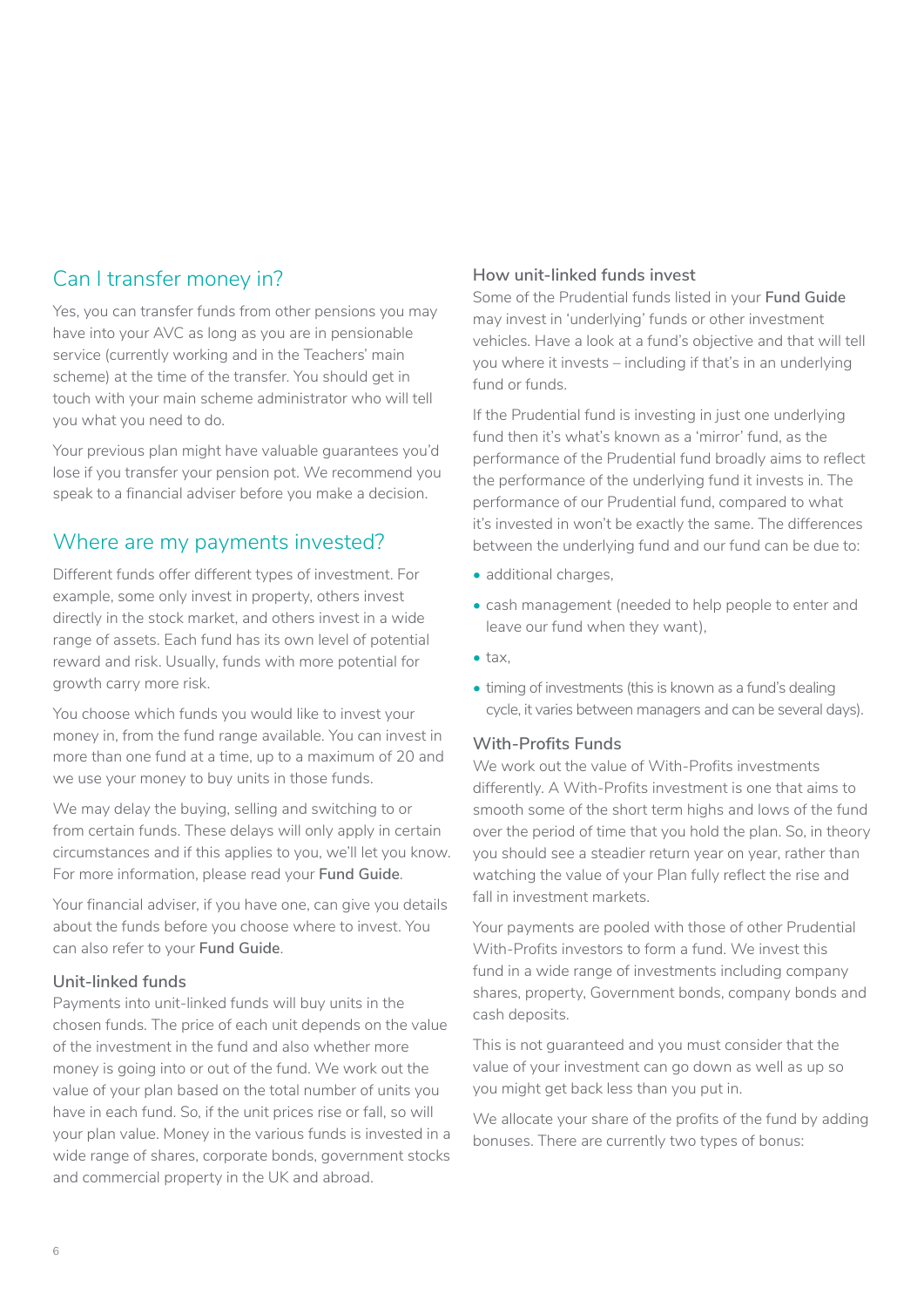## Can I transfer money in?

Yes, you can transfer funds from other pensions you may have into your AVC as long as you are in pensionable service (currently working and in the Teachers' main scheme) at the time of the transfer. You should get in touch with your main scheme administrator who will tell you what you need to do.

Your previous plan might have valuable guarantees you'd lose if you transfer your pension pot. We recommend you speak to a financial adviser before you make a decision.

## Where are my payments invested?

Different funds offer different types of investment. For example, some only invest in property, others invest directly in the stock market, and others invest in a wide range of assets. Each fund has its own level of potential reward and risk. Usually, funds with more potential for growth carry more risk.

You choose which funds you would like to invest your money in, from the fund range available. You can invest in more than one fund at a time, up to a maximum of 20 and we use your money to buy units in those funds.

We may delay the buying, selling and switching to or from certain funds. These delays will only apply in certain circumstances and if this applies to you, we'll let you know. For more information, please read your **Fund Guide**.

Your financial adviser, if you have one, can give you details about the funds before you choose where to invest. You can also refer to your **Fund Guide**.

### Unit-linked funds

Payments into unit-linked funds will buy units in the chosen funds. The price of each unit depends on the value of the investment in the fund and also whether more money is going into or out of the fund. We work out the value of your plan based on the total number of units you have in each fund. So, if the unit prices rise or fall, so will your plan value. Money in the various funds is invested in a wide range of shares, corporate bonds, government stocks and commercial property in the UK and abroad.

### How unit-linked funds invest

Some of the Prudential funds listed in your **Fund Guide** may invest in 'underlying' funds or other investment vehicles. Have a look at a fund's objective and that will tell you where it invests – including if that's in an underlying fund or funds.

If the Prudential fund is investing in just one underlying fund then it's what's known as a 'mirror' fund, as the performance of the Prudential fund broadly aims to reflect the performance of the underlying fund it invests in. The performance of our Prudential fund, compared to what it's invested in won't be exactly the same. The differences between the underlying fund and our fund can be due to:

- additional charges,
- cash management (needed to help people to enter and leave our fund when they want),
- tax,
- timing of investments (this is known as a fund's dealing cycle, it varies between managers and can be several days).

### With-Profits Funds

We work out the value of With-Profits investments differently. A With-Profits investment is one that aims to smooth some of the short term highs and lows of the fund over the period of time that you hold the plan. So, in theory you should see a steadier return year on year, rather than watching the value of your Plan fully reflect the rise and fall in investment markets.

Your payments are pooled with those of other Prudential With-Profits investors to form a fund. We invest this fund in a wide range of investments including company shares, property, Government bonds, company bonds and cash deposits.

This is not guaranteed and you must consider that the value of your investment can go down as well as up so you might get back less than you put in.

We allocate your share of the profits of the fund by adding bonuses. There are currently two types of bonus: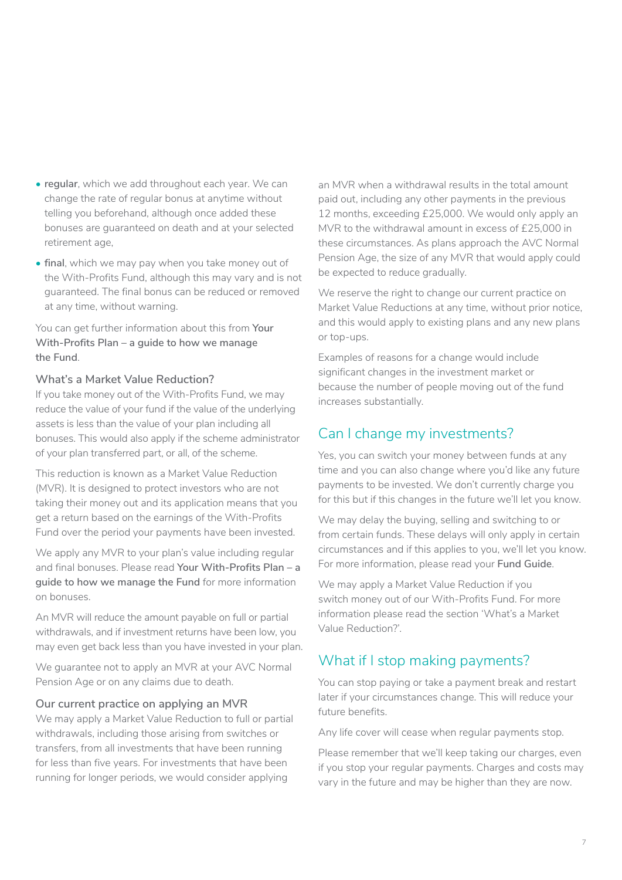- **regular**, which we add throughout each year. We can change the rate of regular bonus at anytime without telling you beforehand, although once added these bonuses are guaranteed on death and at your selected retirement age,
- **final**, which we may pay when you take money out of the With-Profits Fund, although this may vary and is not guaranteed. The final bonus can be reduced or removed at any time, without warning.

You can get further information about this from **Your With-Profits Plan – a guide to how we manage the Fund**.

### What's a Market Value Reduction?

If you take money out of the With-Profits Fund, we may reduce the value of your fund if the value of the underlying assets is less than the value of your plan including all bonuses. This would also apply if the scheme administrator of your plan transferred part, or all, of the scheme.

This reduction is known as a Market Value Reduction (MVR). It is designed to protect investors who are not taking their money out and its application means that you get a return based on the earnings of the With-Profits Fund over the period your payments have been invested.

We apply any MVR to your plan's value including regular and final bonuses. Please read **Your With-Profits Plan – a guide to how we manage the Fund** for more information on bonuses.

An MVR will reduce the amount payable on full or partial withdrawals, and if investment returns have been low, you may even get back less than you have invested in your plan.

We guarantee not to apply an MVR at your AVC Normal Pension Age or on any claims due to death.

### Our current practice on applying an MVR

We may apply a Market Value Reduction to full or partial withdrawals, including those arising from switches or transfers, from all investments that have been running for less than five years. For investments that have been running for longer periods, we would consider applying an MVR when a withdrawal results in the total amount paid out, including any other payments in the previous 12 months, exceeding £25,000. We would only apply an MVR to the withdrawal amount in excess of £25,000 in these circumstances. As plans approach the AVC Normal Pension Age, the size of any MVR that would apply could be expected to reduce gradually.

We reserve the right to change our current practice on Market Value Reductions at any time, without prior notice, and this would apply to existing plans and any new plans or top-ups.

Examples of reasons for a change would include significant changes in the investment market or because the number of people moving out of the fund increases substantially.

## Can I change my investments?

Yes, you can switch your money between funds at any time and you can also change where you'd like any future payments to be invested. We don't currently charge you for this but if this changes in the future we'll let you know.

We may delay the buying, selling and switching to or from certain funds. These delays will only apply in certain circumstances and if this applies to you, we'll let you know. For more information, please read your **Fund Guide**.

We may apply a Market Value Reduction if you switch money out of our With-Profits Fund. For more information please read the section 'What's a Market Value Reduction?'.

## What if I stop making payments?

You can stop paying or take a payment break and restart later if your circumstances change. This will reduce your future benefits.

Any life cover will cease when regular payments stop.

Please remember that we'll keep taking our charges, even if you stop your regular payments. Charges and costs may vary in the future and may be higher than they are now.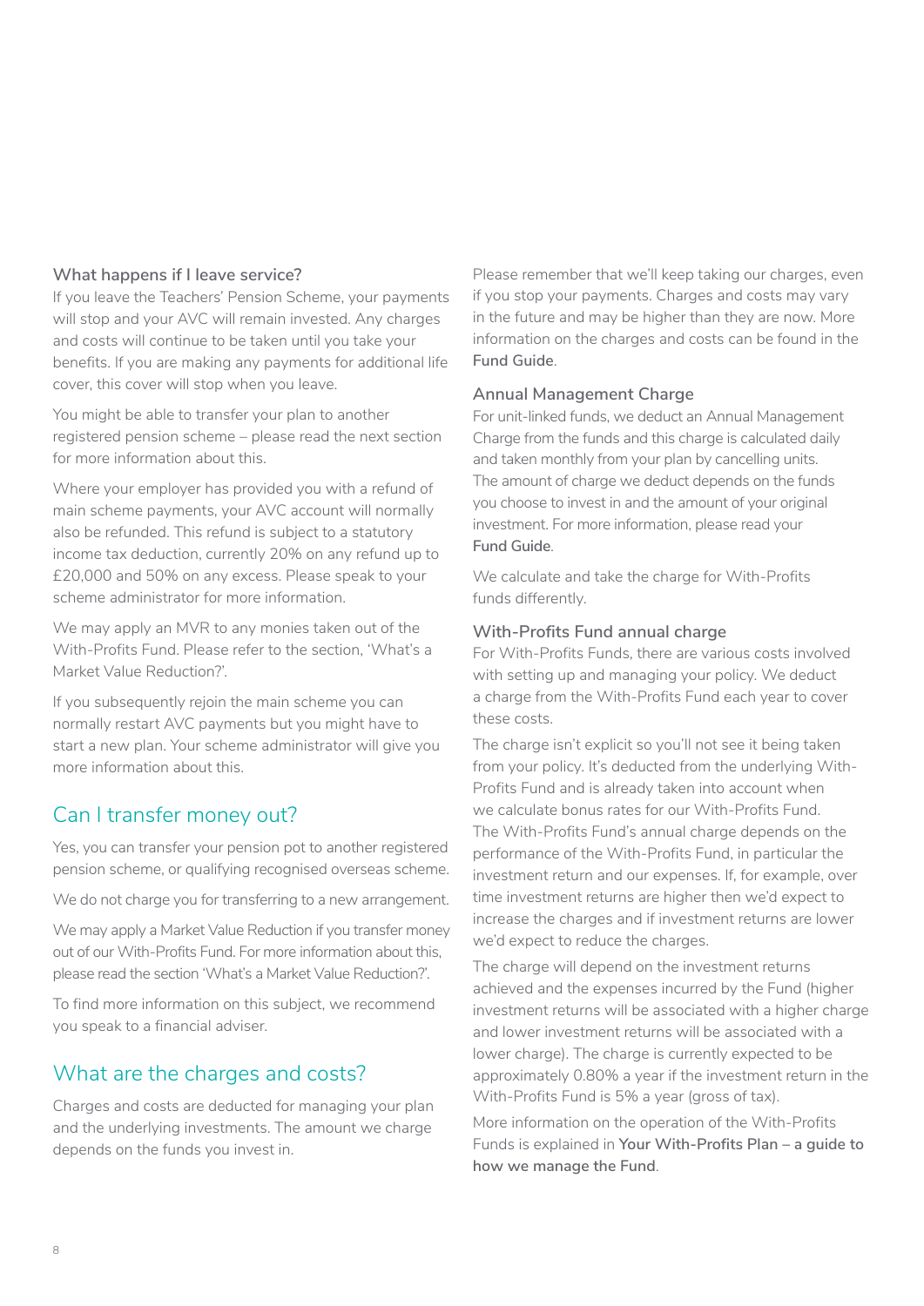### What happens if I leave service?

If you leave the Teachers' Pension Scheme, your payments will stop and your AVC will remain invested. Any charges and costs will continue to be taken until you take your benefits. If you are making any payments for additional life cover, this cover will stop when you leave.

You might be able to transfer your plan to another registered pension scheme – please read the next section for more information about this.

Where your employer has provided you with a refund of main scheme payments, your AVC account will normally also be refunded. This refund is subject to a statutory income tax deduction, currently 20% on any refund up to £20,000 and 50% on any excess. Please speak to your scheme administrator for more information.

We may apply an MVR to any monies taken out of the With-Profits Fund. Please refer to the section, 'What's a Market Value Reduction?'.

If you subsequently rejoin the main scheme you can normally restart AVC payments but you might have to start a new plan. Your scheme administrator will give you more information about this.

## Can I transfer money out?

Yes, you can transfer your pension pot to another registered pension scheme, or qualifying recognised overseas scheme.

We do not charge you for transferring to a new arrangement.

We may apply a Market Value Reduction if you transfer money out of our With-Profits Fund. For more information about this, please read the section 'What's a Market Value Reduction?'.

To find more information on this subject, we recommend you speak to a financial adviser.

## What are the charges and costs?

Charges and costs are deducted for managing your plan and the underlying investments. The amount we charge depends on the funds you invest in.

Please remember that we'll keep taking our charges, even if you stop your payments. Charges and costs may vary in the future and may be higher than they are now. More information on the charges and costs can be found in the **Fund Guide**.

### Annual Management Charge

For unit-linked funds, we deduct an Annual Management Charge from the funds and this charge is calculated daily and taken monthly from your plan by cancelling units. The amount of charge we deduct depends on the funds you choose to invest in and the amount of your original investment. For more information, please read your **Fund Guide**.

We calculate and take the charge for With-Profits funds differently.

### With-Profits Fund annual charge

For With-Profits Funds, there are various costs involved with setting up and managing your policy. We deduct a charge from the With-Profits Fund each year to cover these costs.

The charge isn't explicit so you'll not see it being taken from your policy. It's deducted from the underlying With-Profits Fund and is already taken into account when we calculate bonus rates for our With-Profits Fund. The With-Profits Fund's annual charge depends on the performance of the With-Profits Fund, in particular the investment return and our expenses. If, for example, over time investment returns are higher then we'd expect to increase the charges and if investment returns are lower we'd expect to reduce the charges.

The charge will depend on the investment returns achieved and the expenses incurred by the Fund (higher investment returns will be associated with a higher charge and lower investment returns will be associated with a lower charge). The charge is currently expected to be approximately 0.80% a year if the investment return in the With-Profits Fund is 5% a year (gross of tax).

More information on the operation of the With-Profits Funds is explained in **Your With-Profits Plan – a guide to how we manage the Fund**.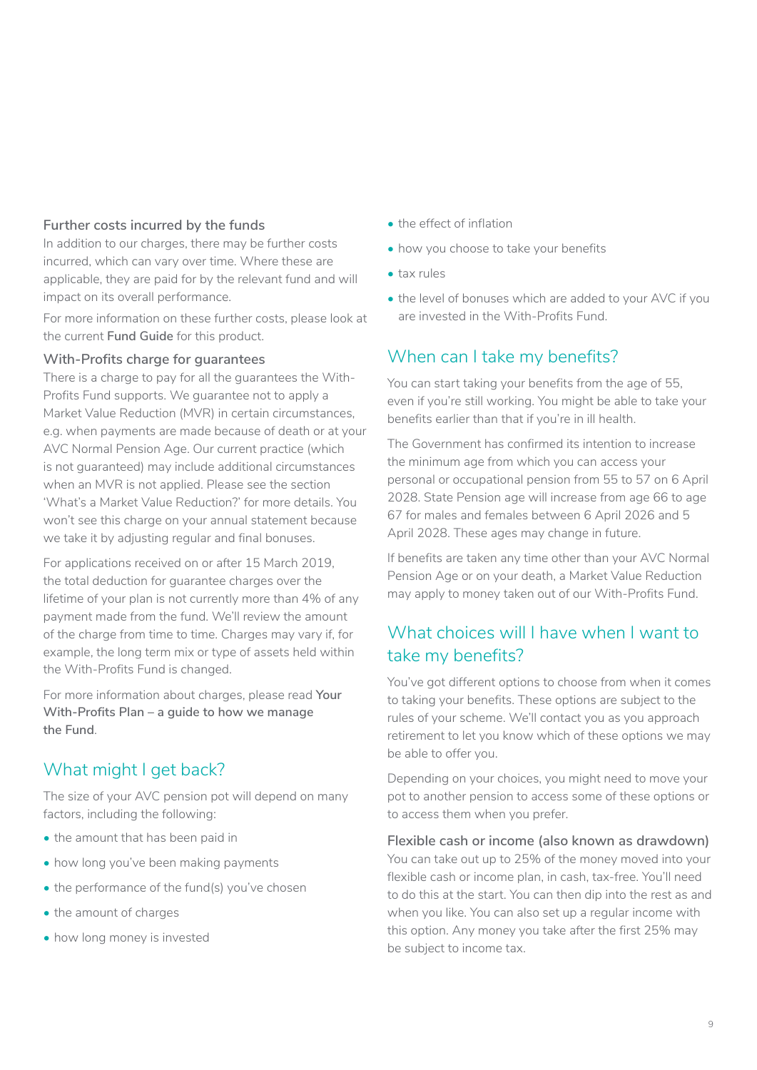### Further costs incurred by the funds

In addition to our charges, there may be further costs incurred, which can vary over time. Where these are applicable, they are paid for by the relevant fund and will impact on its overall performance.

For more information on these further costs, please look at the current **Fund Guide** for this product.

### With-Profits charge for guarantees

There is a charge to pay for all the guarantees the With-Profits Fund supports. We guarantee not to apply a Market Value Reduction (MVR) in certain circumstances, e.g. when payments are made because of death or at your AVC Normal Pension Age. Our current practice (which is not guaranteed) may include additional circumstances when an MVR is not applied. Please see the section 'What's a Market Value Reduction?' for more details. You won't see this charge on your annual statement because we take it by adjusting regular and final bonuses.

For applications received on or after 15 March 2019, the total deduction for guarantee charges over the lifetime of your plan is not currently more than 4% of any payment made from the fund. We'll review the amount of the charge from time to time. Charges may vary if, for example, the long term mix or type of assets held within the With-Profits Fund is changed.

For more information about charges, please read **Your With-Profits Plan – a guide to how we manage the Fund**.

## What might I get back?

The size of your AVC pension pot will depend on many factors, including the following:

- the amount that has been paid in
- how long you've been making payments
- the performance of the fund(s) you've chosen
- the amount of charges
- how long money is invested
- the effect of inflation
- how you choose to take your benefits
- tax rules
- the level of bonuses which are added to your AVC if you are invested in the With-Profits Fund.

## When can I take my benefits?

You can start taking your benefits from the age of 55, even if you're still working. You might be able to take your benefits earlier than that if you're in ill health.

The Government has confirmed its intention to increase the minimum age from which you can access your personal or occupational pension from 55 to 57 on 6 April 2028. State Pension age will increase from age 66 to age 67 for males and females between 6 April 2026 and 5 April 2028. These ages may change in future.

If benefits are taken any time other than your AVC Normal Pension Age or on your death, a Market Value Reduction may apply to money taken out of our With-Profits Fund.

## What choices will I have when I want to take my benefits?

You've got different options to choose from when it comes to taking your benefits. These options are subject to the rules of your scheme. We'll contact you as you approach retirement to let you know which of these options we may be able to offer you.

Depending on your choices, you might need to move your pot to another pension to access some of these options or to access them when you prefer.

### Flexible cash or income (also known as drawdown)

You can take out up to 25% of the money moved into your flexible cash or income plan, in cash, tax-free. You'll need to do this at the start. You can then dip into the rest as and when you like. You can also set up a regular income with this option. Any money you take after the first 25% may be subject to income tax.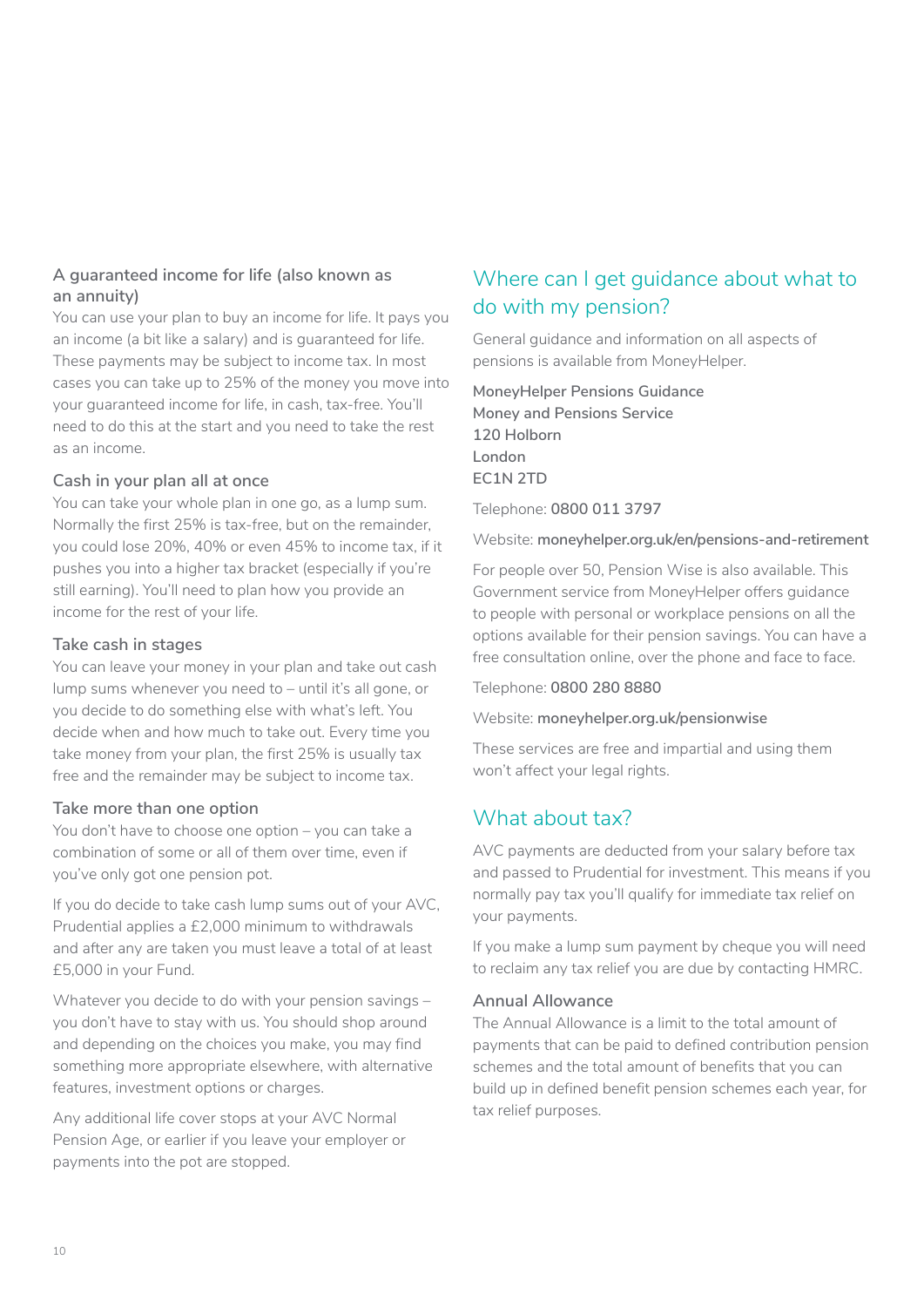### A guaranteed income for life (also known as an annuity)

You can use your plan to buy an income for life. It pays you an income (a bit like a salary) and is guaranteed for life. These payments may be subject to income tax. In most cases you can take up to 25% of the money you move into your guaranteed income for life, in cash, tax-free. You'll need to do this at the start and you need to take the rest as an income.

### Cash in your plan all at once

You can take your whole plan in one go, as a lump sum. Normally the first 25% is tax-free, but on the remainder, you could lose 20%, 40% or even 45% to income tax, if it pushes you into a higher tax bracket (especially if you're still earning). You'll need to plan how you provide an income for the rest of your life.

### Take cash in stages

You can leave your money in your plan and take out cash lump sums whenever you need to – until it's all gone, or you decide to do something else with what's left. You decide when and how much to take out. Every time you take money from your plan, the first 25% is usually tax free and the remainder may be subject to income tax.

### Take more than one option

You don't have to choose one option – you can take a combination of some or all of them over time, even if you've only got one pension pot.

If you do decide to take cash lump sums out of your AVC, Prudential applies a £2,000 minimum to withdrawals and after any are taken you must leave a total of at least £5,000 in your Fund.

Whatever you decide to do with your pension savings – you don't have to stay with us. You should shop around and depending on the choices you make, you may find something more appropriate elsewhere, with alternative features, investment options or charges.

Any additional life cover stops at your AVC Normal Pension Age, or earlier if you leave your employer or payments into the pot are stopped.

## Where can I get guidance about what to do with my pension?

General guidance and information on all aspects of pensions is available from MoneyHelper.

**MoneyHelper Pensions Guidance**
**Money and Pensions Service**
**120 Holborn**
**London**
**EC1N 2TD**

Telephone: **0800 011 3797**

Website: **moneyhelper.org.uk/en/pensions-and-retirement**

For people over 50, Pension Wise is also available. This Government service from MoneyHelper offers guidance to people with personal or workplace pensions on all the options available for their pension savings. You can have a free consultation online, over the phone and face to face.

Telephone: **0800 280 8880**

Website: **moneyhelper.org.uk/pensionwise**

These services are free and impartial and using them won't affect your legal rights.

## What about tax?

AVC payments are deducted from your salary before tax and passed to Prudential for investment. This means if you normally pay tax you'll qualify for immediate tax relief on your payments.

If you make a lump sum payment by cheque you will need to reclaim any tax relief you are due by contacting HMRC.

### Annual Allowance

The Annual Allowance is a limit to the total amount of payments that can be paid to defined contribution pension schemes and the total amount of benefits that you can build up in defined benefit pension schemes each year, for tax relief purposes.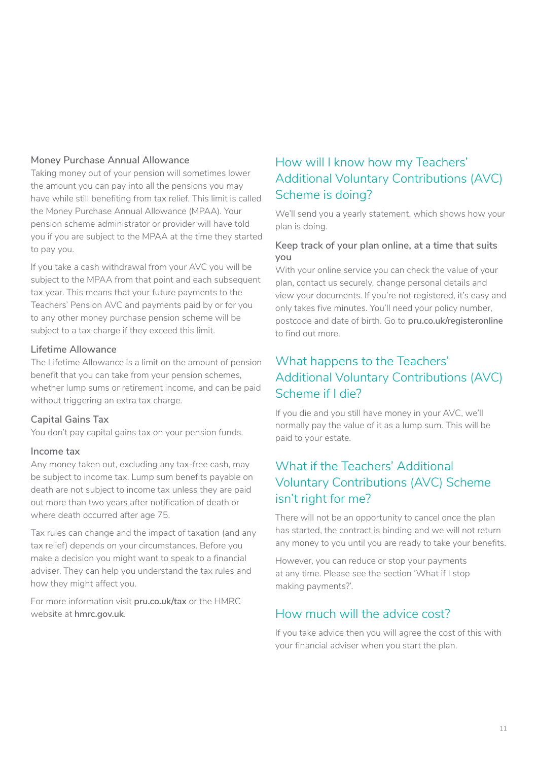### Money Purchase Annual Allowance

Taking money out of your pension will sometimes lower the amount you can pay into all the pensions you may have while still benefiting from tax relief. This limit is called the Money Purchase Annual Allowance (MPAA). Your pension scheme administrator or provider will have told you if you are subject to the MPAA at the time they started to pay you.

If you take a cash withdrawal from your AVC you will be subject to the MPAA from that point and each subsequent tax year. This means that your future payments to the Teachers' Pension AVC and payments paid by or for you to any other money purchase pension scheme will be subject to a tax charge if they exceed this limit.

### Lifetime Allowance

The Lifetime Allowance is a limit on the amount of pension benefit that you can take from your pension schemes, whether lump sums or retirement income, and can be paid without triggering an extra tax charge.

### Capital Gains Tax

You don't pay capital gains tax on your pension funds.

### Income tax

Any money taken out, excluding any tax-free cash, may be subject to income tax. Lump sum benefits payable on death are not subject to income tax unless they are paid out more than two years after notification of death or where death occurred after age 75.

Tax rules can change and the impact of taxation (and any tax relief) depends on your circumstances. Before you make a decision you might want to speak to a financial adviser. They can help you understand the tax rules and how they might affect you.

For more information visit **pru.co.uk/tax** or the HMRC website at **hmrc.gov.uk**.

## How will I know how my Teachers' Additional Voluntary Contributions (AVC) Scheme is doing?

We'll send you a yearly statement, which shows how your plan is doing.

### Keep track of your plan online, at a time that suits you

With your online service you can check the value of your plan, contact us securely, change personal details and view your documents. If you're not registered, it's easy and only takes five minutes. You'll need your policy number, postcode and date of birth. Go to **pru.co.uk/registeronline** to find out more.

## What happens to the Teachers' Additional Voluntary Contributions (AVC) Scheme if I die?

If you die and you still have money in your AVC, we'll normally pay the value of it as a lump sum. This will be paid to your estate.

## What if the Teachers' Additional Voluntary Contributions (AVC) Scheme isn't right for me?

There will not be an opportunity to cancel once the plan has started, the contract is binding and we will not return any money to you until you are ready to take your benefits.

However, you can reduce or stop your payments at any time. Please see the section 'What if I stop making payments?'.

## How much will the advice cost?

If you take advice then you will agree the cost of this with your financial adviser when you start the plan.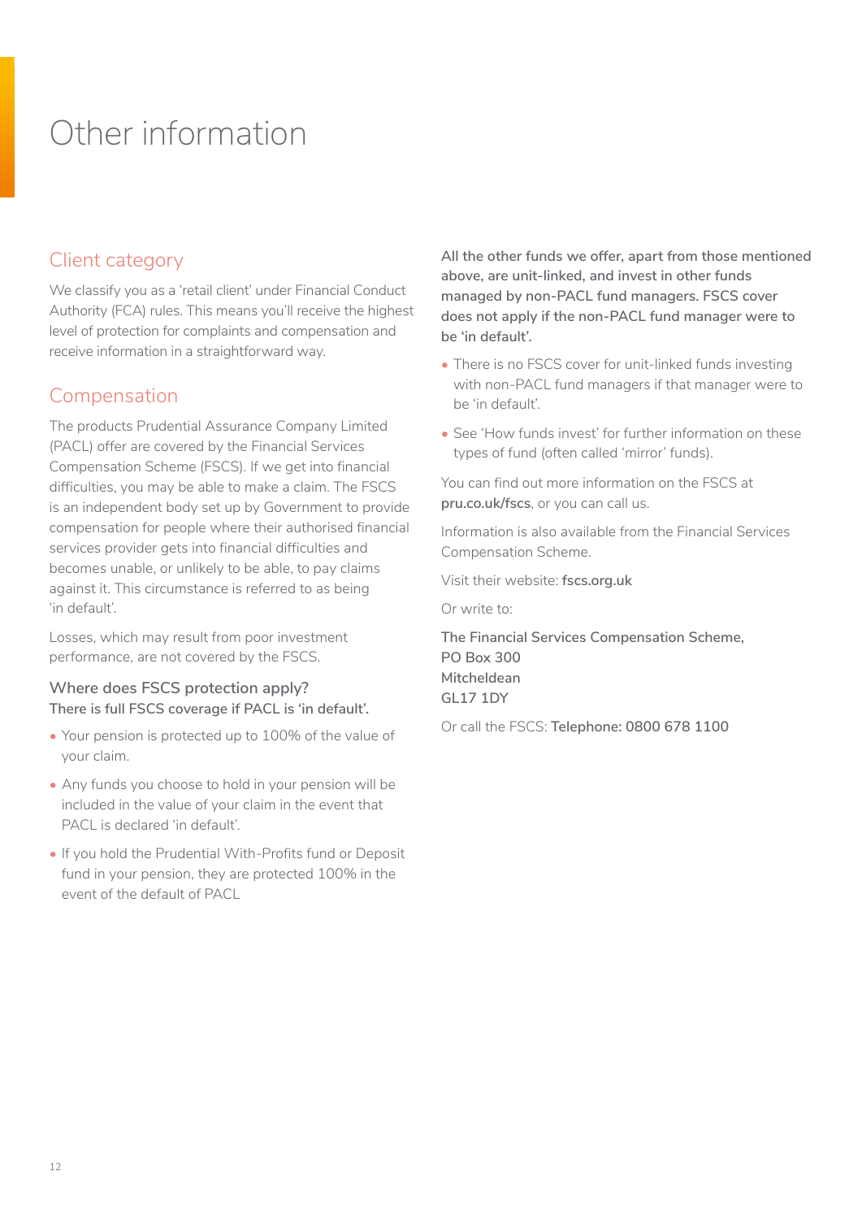# Other information

## Client category

We classify you as a 'retail client' under Financial Conduct Authority (FCA) rules. This means you'll receive the highest level of protection for complaints and compensation and receive information in a straightforward way.

## Compensation

The products Prudential Assurance Company Limited (PACL) offer are covered by the Financial Services Compensation Scheme (FSCS). If we get into financial difficulties, you may be able to make a claim. The FSCS is an independent body set up by Government to provide compensation for people where their authorised financial services provider gets into financial difficulties and becomes unable, or unlikely to be able, to pay claims against it. This circumstance is referred to as being 'in default'.

Losses, which may result from poor investment performance, are not covered by the FSCS.

### Where does FSCS protection apply?

**There is full FSCS coverage if PACL is 'in default'.**

- Your pension is protected up to 100% of the value of your claim.
- Any funds you choose to hold in your pension will be included in the value of your claim in the event that PACL is declared 'in default'.
- If you hold the Prudential With-Profits fund or Deposit fund in your pension, they are protected 100% in the event of the default of PACL

**All the other funds we offer, apart from those mentioned above, are unit-linked, and invest in other funds managed by non-PACL fund managers. FSCS cover does not apply if the non-PACL fund manager were to be 'in default'.**

- There is no FSCS cover for unit-linked funds investing with non-PACL fund managers if that manager were to be 'in default'.
- See 'How funds invest' for further information on these types of fund (often called 'mirror' funds).

You can find out more information on the FSCS at **pru.co.uk/fscs**, or you can call us.

Information is also available from the Financial Services Compensation Scheme.

Visit their website: **fscs.org.uk**

Or write to:

**The Financial Services Compensation Scheme,**
**PO Box 300**
**Mitcheldean**
**GL17 1DY**

Or call the FSCS: **Telephone: 0800 678 1100**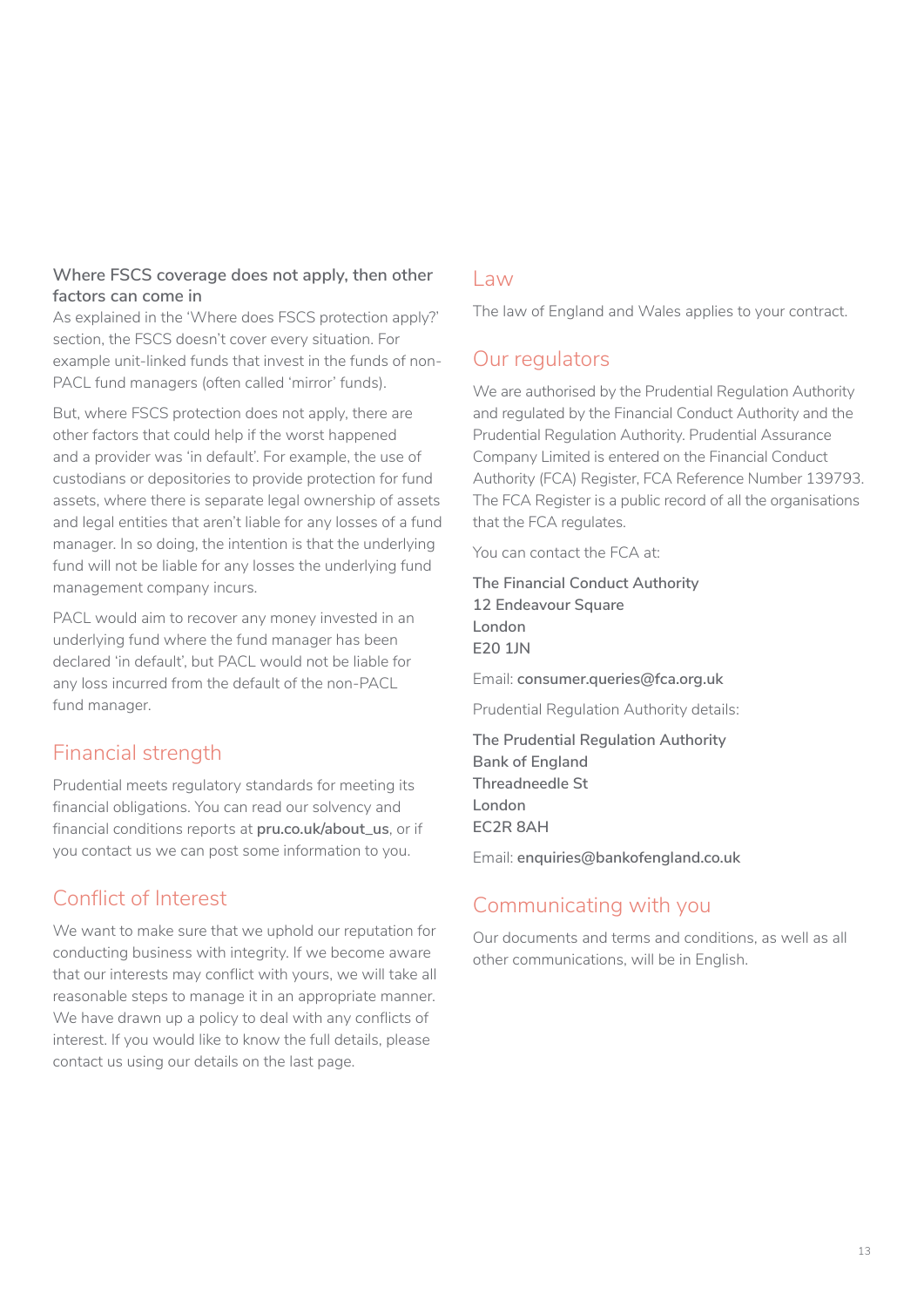### Where FSCS coverage does not apply, then other factors can come in

As explained in the 'Where does FSCS protection apply?' section, the FSCS doesn't cover every situation. For example unit-linked funds that invest in the funds of non-PACL fund managers (often called 'mirror' funds).

But, where FSCS protection does not apply, there are other factors that could help if the worst happened and a provider was 'in default'. For example, the use of custodians or depositories to provide protection for fund assets, where there is separate legal ownership of assets and legal entities that aren't liable for any losses of a fund manager. In so doing, the intention is that the underlying fund will not be liable for any losses the underlying fund management company incurs.

PACL would aim to recover any money invested in an underlying fund where the fund manager has been declared 'in default', but PACL would not be liable for any loss incurred from the default of the non-PACL fund manager.

## Financial strength

Prudential meets regulatory standards for meeting its financial obligations. You can read our solvency and financial conditions reports at **pru.co.uk/about_us**, or if you contact us we can post some information to you.

## Conflict of Interest

We want to make sure that we uphold our reputation for conducting business with integrity. If we become aware that our interests may conflict with yours, we will take all reasonable steps to manage it in an appropriate manner. We have drawn up a policy to deal with any conflicts of interest. If you would like to know the full details, please contact us using our details on the last page.

## Law

The law of England and Wales applies to your contract.

## Our regulators

We are authorised by the Prudential Regulation Authority and regulated by the Financial Conduct Authority and the Prudential Regulation Authority. Prudential Assurance Company Limited is entered on the Financial Conduct Authority (FCA) Register, FCA Reference Number 139793. The FCA Register is a public record of all the organisations that the FCA regulates.

You can contact the FCA at:

The Financial Conduct Authority
12 Endeavour Square
London
E20 1JN

Email: **consumer.queries@fca.org.uk**

Prudential Regulation Authority details:

The Prudential Regulation Authority
Bank of England
Threadneedle St
London
EC2R 8AH

Email: **enquiries@bankofengland.co.uk**

## Communicating with you

Our documents and terms and conditions, as well as all other communications, will be in English.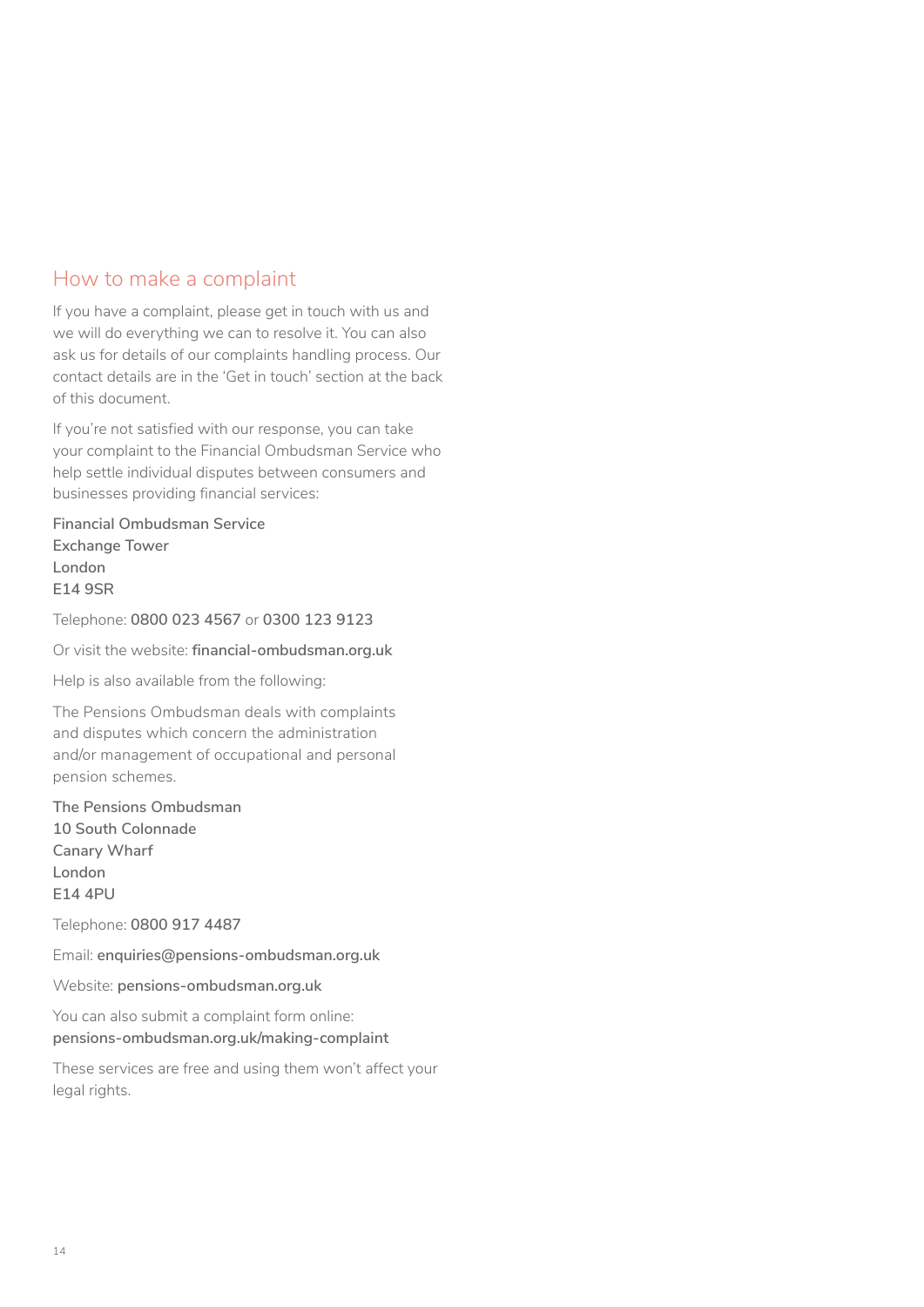## How to make a complaint

If you have a complaint, please get in touch with us and we will do everything we can to resolve it. You can also ask us for details of our complaints handling process. Our contact details are in the 'Get in touch' section at the back of this document.

If you're not satisfied with our response, you can take your complaint to the Financial Ombudsman Service who help settle individual disputes between consumers and businesses providing financial services:

**Financial Ombudsman Service**
**Exchange Tower**
**London**
**E14 9SR**

Telephone: **0800 023 4567** or **0300 123 9123**

Or visit the website: **financial-ombudsman.org.uk**

Help is also available from the following:

The Pensions Ombudsman deals with complaints and disputes which concern the administration and/or management of occupational and personal pension schemes.

**The Pensions Ombudsman**
**10 South Colonnade**
**Canary Wharf**
**London**
**E14 4PU**

Telephone: **0800 917 4487**

Email: **enquiries@pensions-ombudsman.org.uk**

Website: **pensions-ombudsman.org.uk**

You can also submit a complaint form online:
**pensions-ombudsman.org.uk/making-complaint**

These services are free and using them won't affect your legal rights.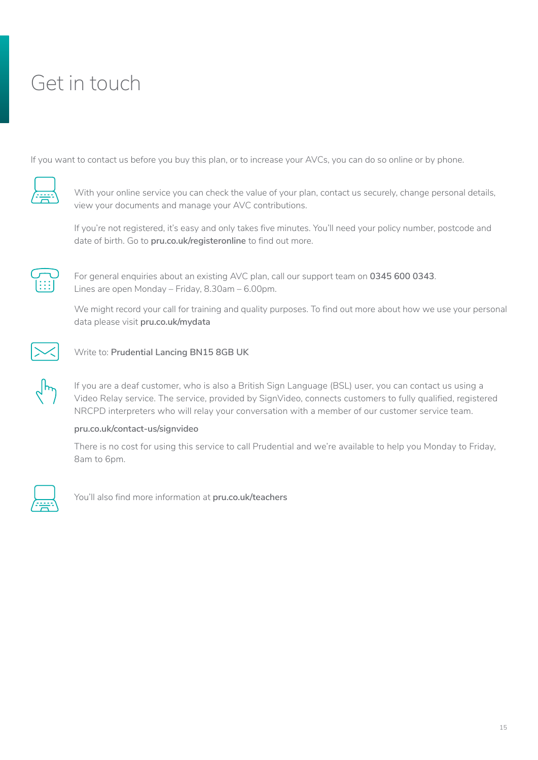# Get in touch

If you want to contact us before you buy this plan, or to increase your AVCs, you can do so online or by phone.

With your online service you can check the value of your plan, contact us securely, change personal details, view your documents and manage your AVC contributions.

If you're not registered, it's easy and only takes five minutes. You'll need your policy number, postcode and date of birth. Go to **pru.co.uk/registeronline** to find out more.

For general enquiries about an existing AVC plan, call our support team on **0345 600 0343**. Lines are open Monday – Friday, 8.30am – 6.00pm.

We might record your call for training and quality purposes. To find out more about how we use your personal data please visit **pru.co.uk/mydata**

Write to: **Prudential Lancing BN15 8GB UK**

If you are a deaf customer, who is also a British Sign Language (BSL) user, you can contact us using a Video Relay service. The service, provided by SignVideo, connects customers to fully qualified, registered NRCPD interpreters who will relay your conversation with a member of our customer service team.

**pru.co.uk/contact-us/signvideo**

There is no cost for using this service to call Prudential and we're available to help you Monday to Friday, 8am to 6pm.

You'll also find more information at **pru.co.uk/teachers**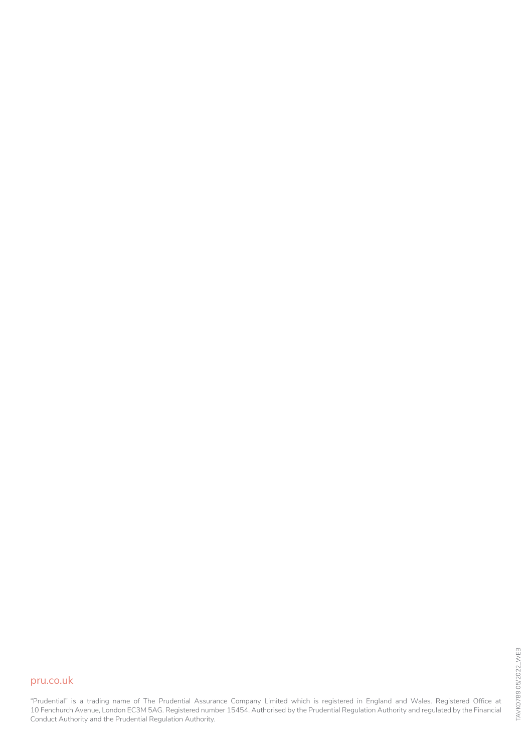pru.co.uk

"Prudential" is a trading name of The Prudential Assurance Company Limited which is registered in England and Wales. Registered Office at 10 Fenchurch Avenue, London EC3M 5AG. Registered number 15454. Authorised by the Prudential Regulation Authority and regulated by the Financial Conduct Authority and the Prudential Regulation Authority.

TAVK0789 05/2022_WEB